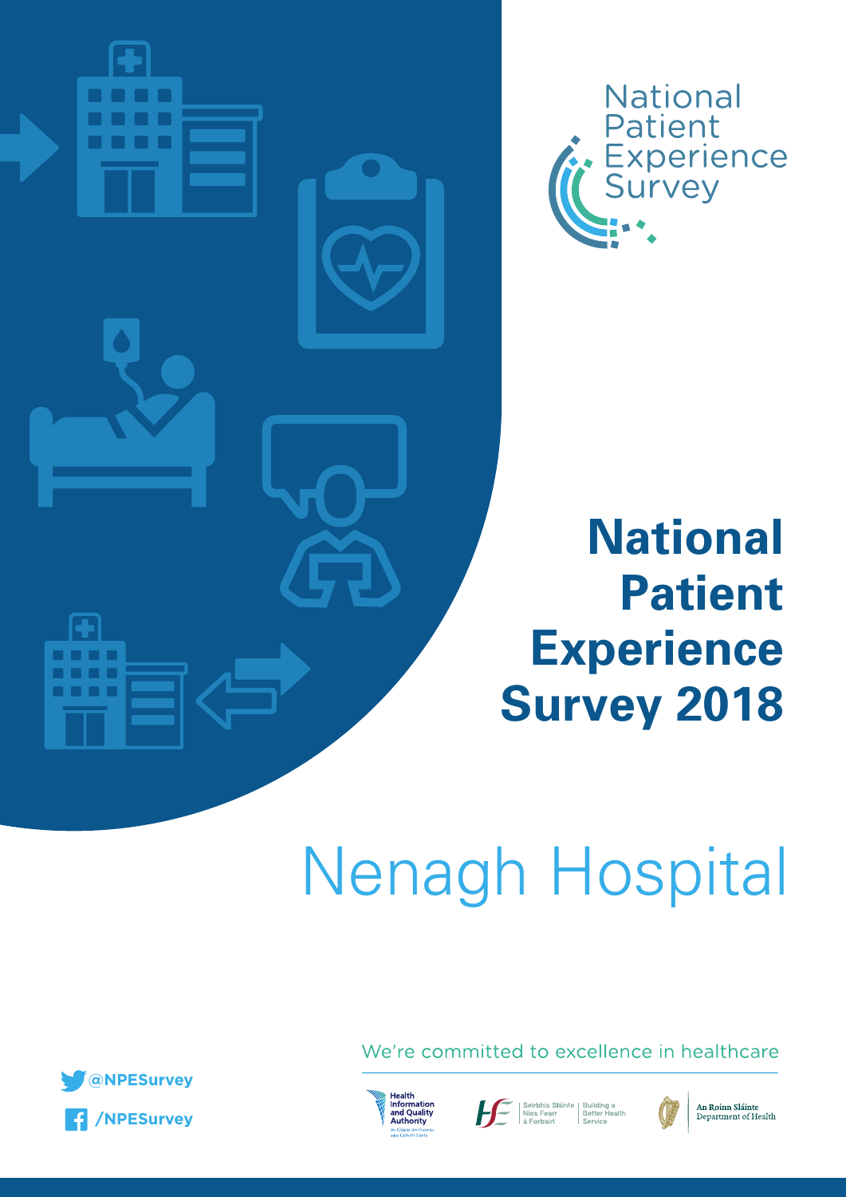National Patient Experience Survey

# National Patient Experience Survey 2018

# Nenagh Hospital

We're committed to excellence in healthcare

@NPESurvey

/NPESurvey

Health Information and Quality Authority

An tÚdarás Um Fhaisnéis agus Cáilíocht Sláinte

Seirbhís Sláinte Níos Fearr á Forbairt | Building a Better Health Service

An Roinn Sláinte Department of Health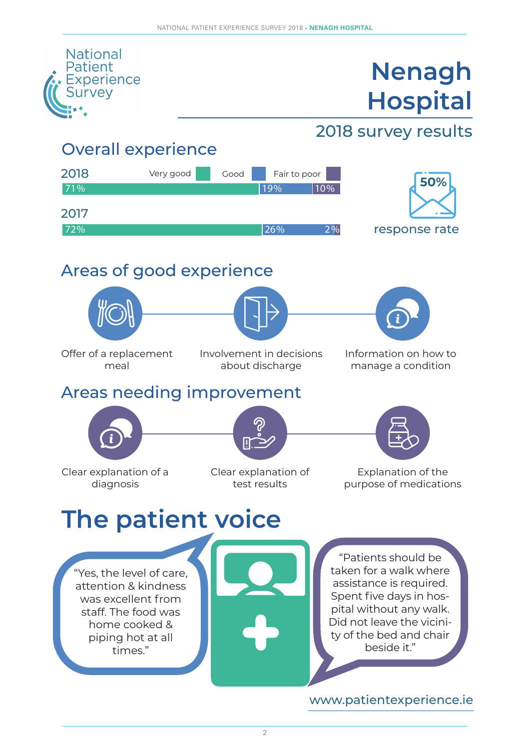National Patient Experience Survey

# Nenagh Hospital

## 2018 survey results

## Overall experience

| Year | Very good | Good | Fair to poor |
|---|---|---|---|
| 2018 | 71% | 19% | 10% |
| 2017 | 72% | 26% | 2% |

50% response rate

## Areas of good experience

- Offer of a replacement meal
- Involvement in decisions about discharge
- Information on how to manage a condition

## Areas needing improvement

- Clear explanation of a diagnosis
- Clear explanation of test results
- Explanation of the purpose of medications

# The patient voice

"Yes, the level of care, attention & kindness was excellent from staff. The food was home cooked & piping hot at all times."

"Patients should be taken for a walk where assistance is required. Spent five days in hospital without any walk. Did not leave the vicinity of the bed and chair beside it."

www.patientexperience.ie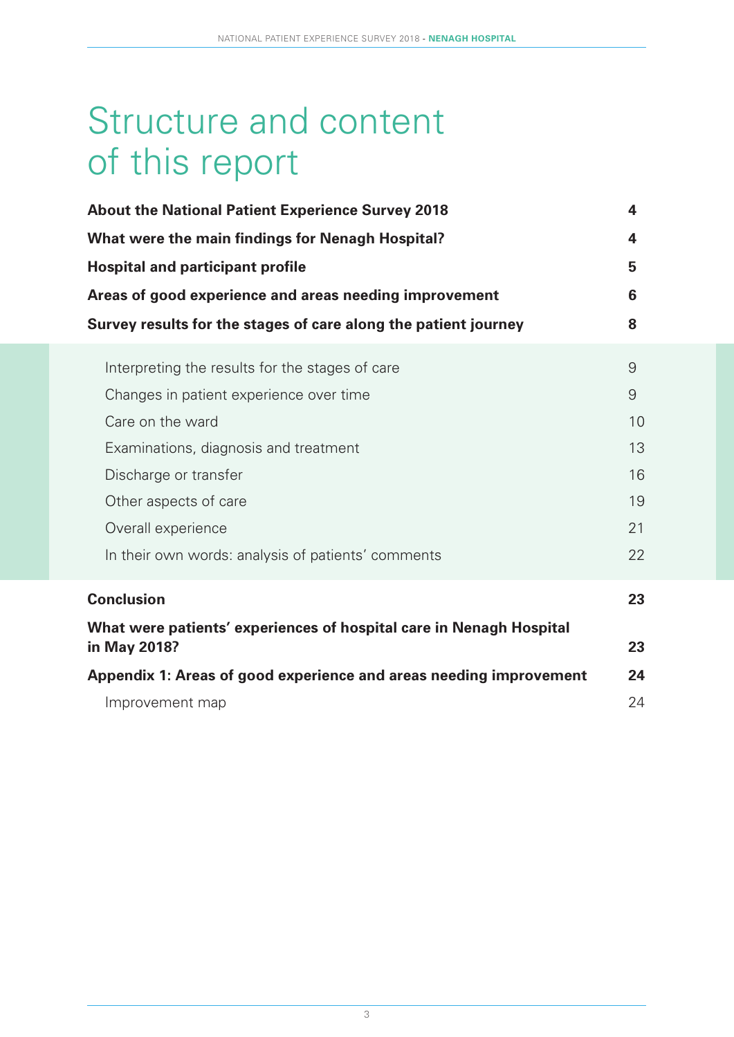# Structure and content of this report

| | |
|---|---|
| **About the National Patient Experience Survey 2018** | **4** |
| **What were the main findings for Nenagh Hospital?** | **4** |
| **Hospital and participant profile** | **5** |
| **Areas of good experience and areas needing improvement** | **6** |
| **Survey results for the stages of care along the patient journey** | **8** |
| Interpreting the results for the stages of care | 9 |
| Changes in patient experience over time | 9 |
| Care on the ward | 10 |
| Examinations, diagnosis and treatment | 13 |
| Discharge or transfer | 16 |
| Other aspects of care | 19 |
| Overall experience | 21 |
| In their own words: analysis of patients' comments | 22 |
| **Conclusion** | **23** |
| **What were patients' experiences of hospital care in Nenagh Hospital in May 2018?** | **23** |
| **Appendix 1: Areas of good experience and areas needing improvement** | **24** |
| Improvement map | 24 |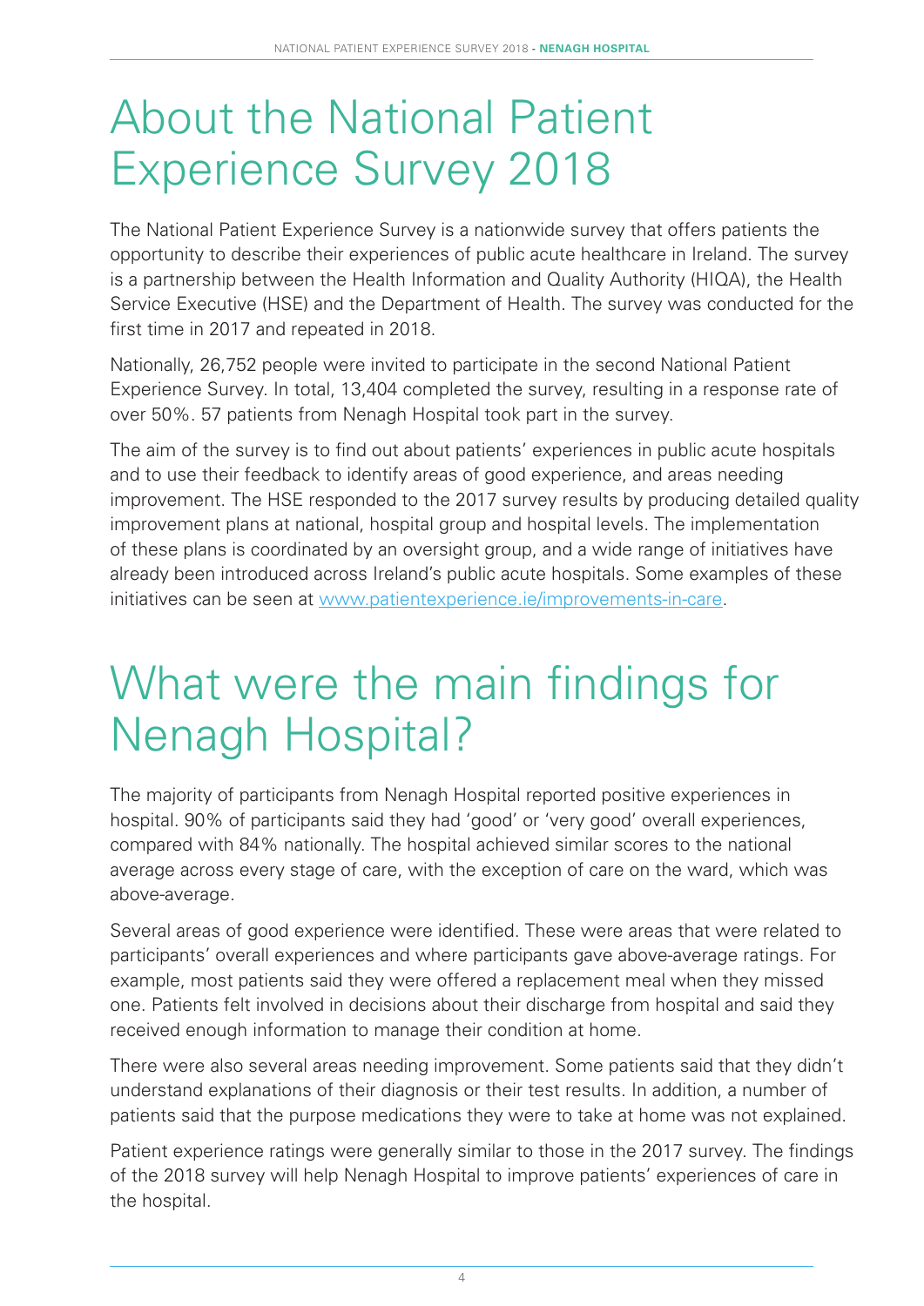# About the National Patient Experience Survey 2018

The National Patient Experience Survey is a nationwide survey that offers patients the opportunity to describe their experiences of public acute healthcare in Ireland. The survey is a partnership between the Health Information and Quality Authority (HIQA), the Health Service Executive (HSE) and the Department of Health. The survey was conducted for the first time in 2017 and repeated in 2018.

Nationally, 26,752 people were invited to participate in the second National Patient Experience Survey. In total, 13,404 completed the survey, resulting in a response rate of over 50%. 57 patients from Nenagh Hospital took part in the survey.

The aim of the survey is to find out about patients' experiences in public acute hospitals and to use their feedback to identify areas of good experience, and areas needing improvement. The HSE responded to the 2017 survey results by producing detailed quality improvement plans at national, hospital group and hospital levels. The implementation of these plans is coordinated by an oversight group, and a wide range of initiatives have already been introduced across Ireland's public acute hospitals. Some examples of these initiatives can be seen at www.patientexperience.ie/improvements-in-care.

# What were the main findings for Nenagh Hospital?

The majority of participants from Nenagh Hospital reported positive experiences in hospital. 90% of participants said they had 'good' or 'very good' overall experiences, compared with 84% nationally. The hospital achieved similar scores to the national average across every stage of care, with the exception of care on the ward, which was above-average.

Several areas of good experience were identified. These were areas that were related to participants' overall experiences and where participants gave above-average ratings. For example, most patients said they were offered a replacement meal when they missed one. Patients felt involved in decisions about their discharge from hospital and said they received enough information to manage their condition at home.

There were also several areas needing improvement. Some patients said that they didn't understand explanations of their diagnosis or their test results. In addition, a number of patients said that the purpose medications they were to take at home was not explained.

Patient experience ratings were generally similar to those in the 2017 survey. The findings of the 2018 survey will help Nenagh Hospital to improve patients' experiences of care in the hospital.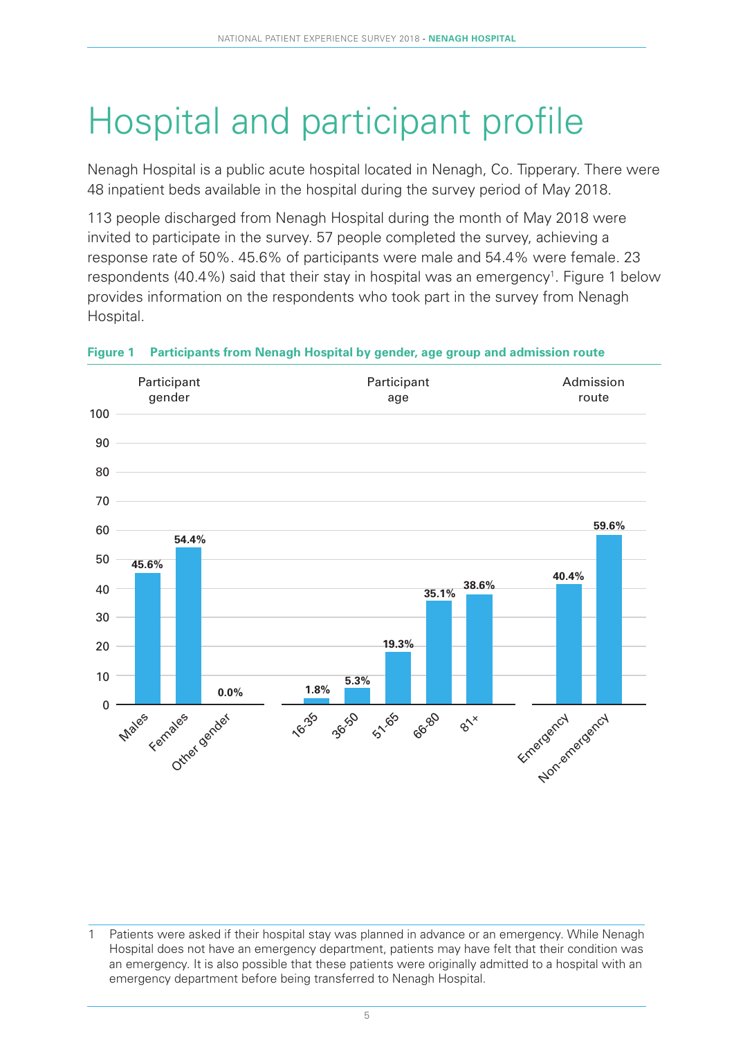# Hospital and participant profile

Nenagh Hospital is a public acute hospital located in Nenagh, Co. Tipperary. There were 48 inpatient beds available in the hospital during the survey period of May 2018.

113 people discharged from Nenagh Hospital during the month of May 2018 were invited to participate in the survey. 57 people completed the survey, achieving a response rate of 50%. 45.6% of participants were male and 54.4% were female. 23 respondents (40.4%) said that their stay in hospital was an emergency[1]. Figure 1 below provides information on the respondents who took part in the survey from Nenagh Hospital.

**Figure 1 Participants from Nenagh Hospital by gender, age group and admission route**

| Category | Group | Percentage |
|---|---|---|
| Participant gender | Males | 45.6% |
| | Females | 54.4% |
| | Other gender | 0.0% |
| Participant age | 16-35 | 1.8% |
| | 36-50 | 5.3% |
| | 51-65 | 19.3% |
| | 66-80 | 35.1% |
| | 81+ | 38.6% |
| Admission route | Emergency | 40.4% |
| | Non-emergency | 59.6% |

1 Patients were asked if their hospital stay was planned in advance or an emergency. While Nenagh Hospital does not have an emergency department, patients may have felt that their condition was an emergency. It is also possible that these patients were originally admitted to a hospital with an emergency department before being transferred to Nenagh Hospital.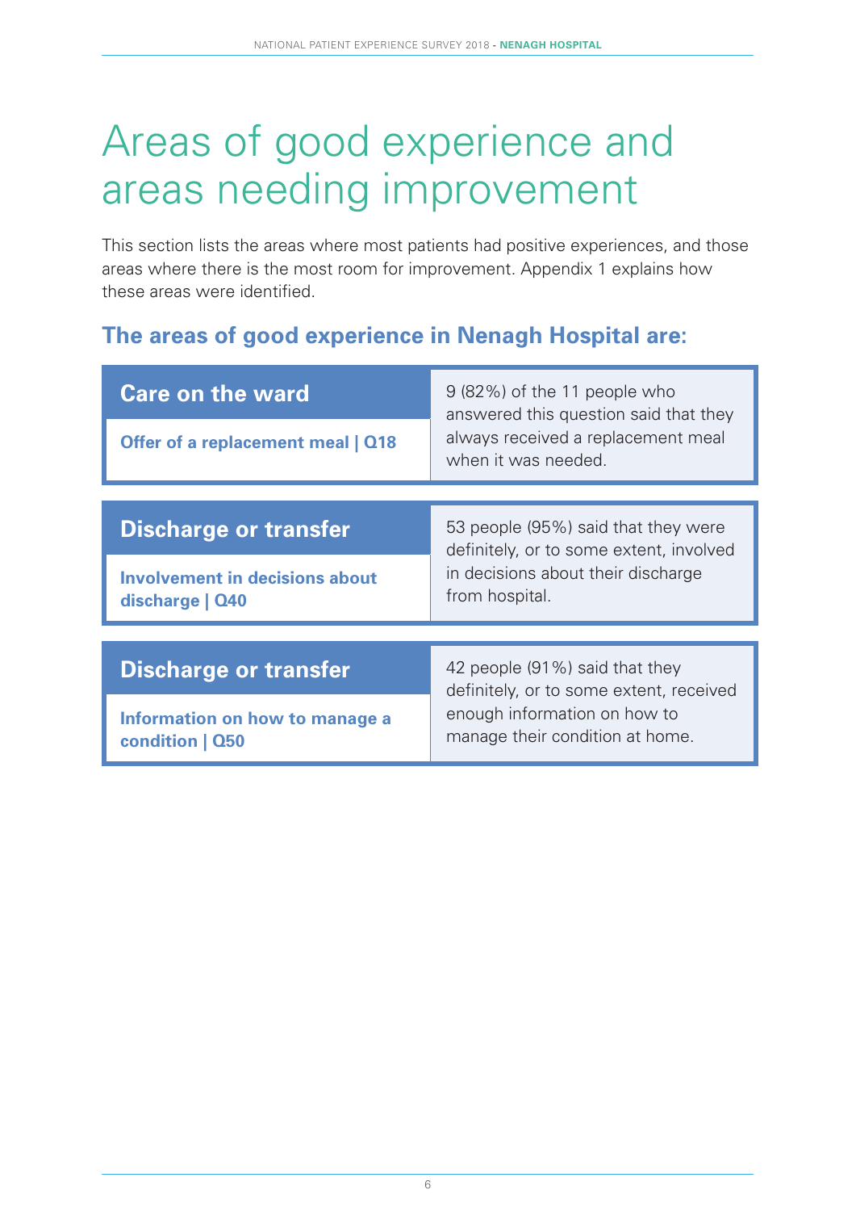# Areas of good experience and areas needing improvement

This section lists the areas where most patients had positive experiences, and those areas where there is the most room for improvement. Appendix 1 explains how these areas were identified.

## The areas of good experience in Nenagh Hospital are:

| **Care on the ward** | |
|---|---|
| **Offer of a replacement meal \| Q18** | 9 (82%) of the 11 people who answered this question said that they always received a replacement meal when it was needed. |

| **Discharge or transfer** | |
|---|---|
| **Involvement in decisions about discharge \| Q40** | 53 people (95%) said that they were definitely, or to some extent, involved in decisions about their discharge from hospital. |

| **Discharge or transfer** | |
|---|---|
| **Information on how to manage a condition \| Q50** | 42 people (91%) said that they definitely, or to some extent, received enough information on how to manage their condition at home. |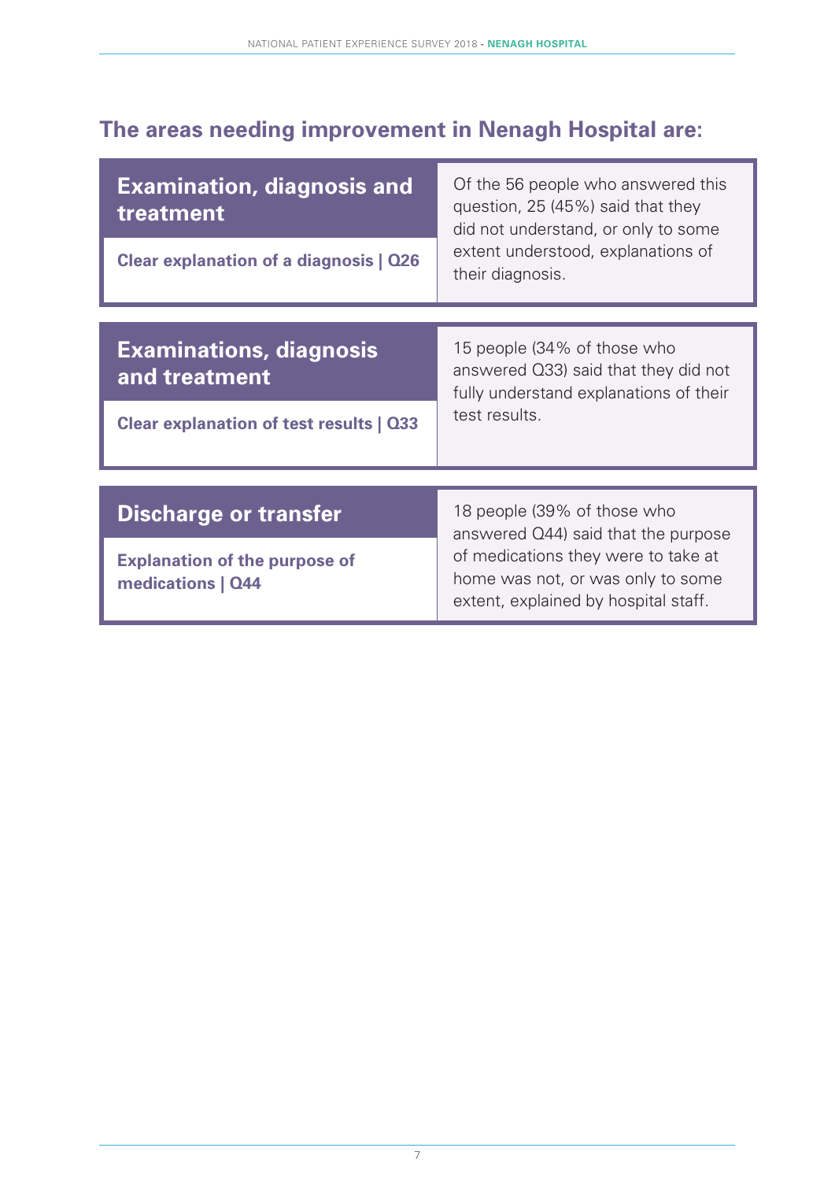## The areas needing improvement in Nenagh Hospital are:

| **Examination, diagnosis and treatment**<br><br>**Clear explanation of a diagnosis \| Q26** | Of the 56 people who answered this question, 25 (45%) said that they did not understand, or only to some extent understood, explanations of their diagnosis. |
|---|---|
| **Examinations, diagnosis and treatment**<br><br>**Clear explanation of test results \| Q33** | 15 people (34% of those who answered Q33) said that they did not fully understand explanations of their test results. |
| **Discharge or transfer**<br><br>**Explanation of the purpose of medications \| Q44** | 18 people (39% of those who answered Q44) said that the purpose of medications they were to take at home was not, or was only to some extent, explained by hospital staff. |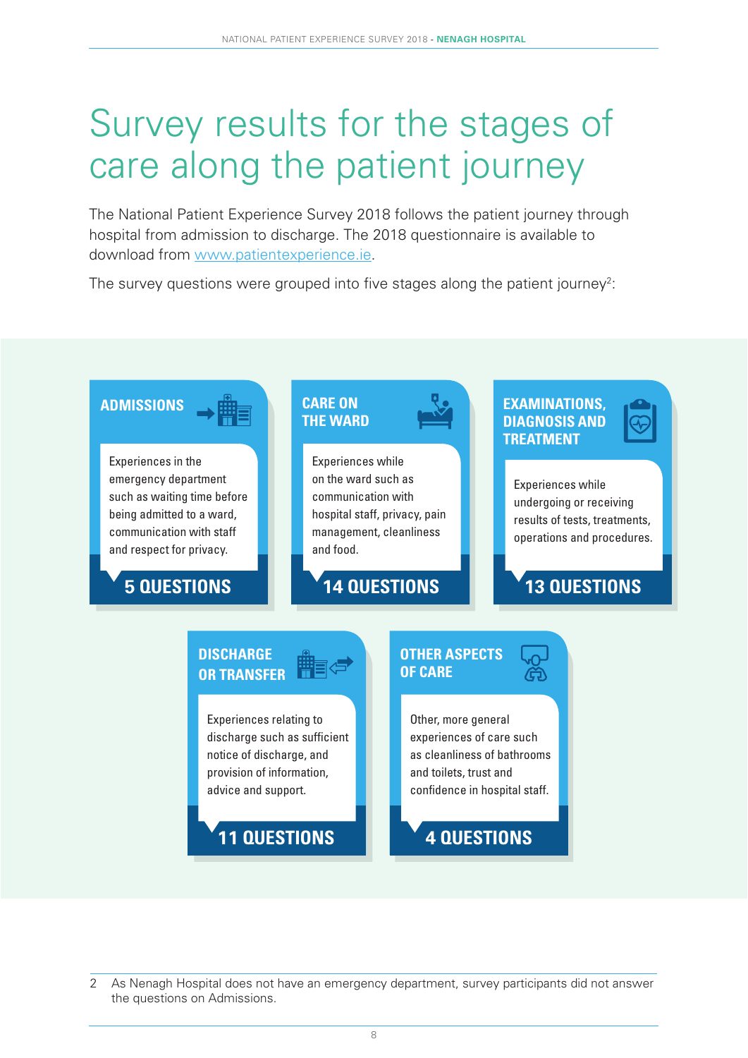# Survey results for the stages of care along the patient journey

The National Patient Experience Survey 2018 follows the patient journey through hospital from admission to discharge. The 2018 questionnaire is available to download from www.patientexperience.ie.

The survey questions were grouped into five stages along the patient journey[2]:

### ADMISSIONS

Experiences in the emergency department such as waiting time before being admitted to a ward, communication with staff and respect for privacy.

**5 QUESTIONS**

### CARE ON THE WARD

Experiences while on the ward such as communication with hospital staff, privacy, pain management, cleanliness and food.

**14 QUESTIONS**

### EXAMINATIONS, DIAGNOSIS AND TREATMENT

Experiences while undergoing or receiving results of tests, treatments, operations and procedures.

**13 QUESTIONS**

### DISCHARGE OR TRANSFER

Experiences relating to discharge such as sufficient notice of discharge, and provision of information, advice and support.

**11 QUESTIONS**

### OTHER ASPECTS OF CARE

Other, more general experiences of care such as cleanliness of bathrooms and toilets, trust and confidence in hospital staff.

**4 QUESTIONS**

---

2 As Nenagh Hospital does not have an emergency department, survey participants did not answer the questions on Admissions.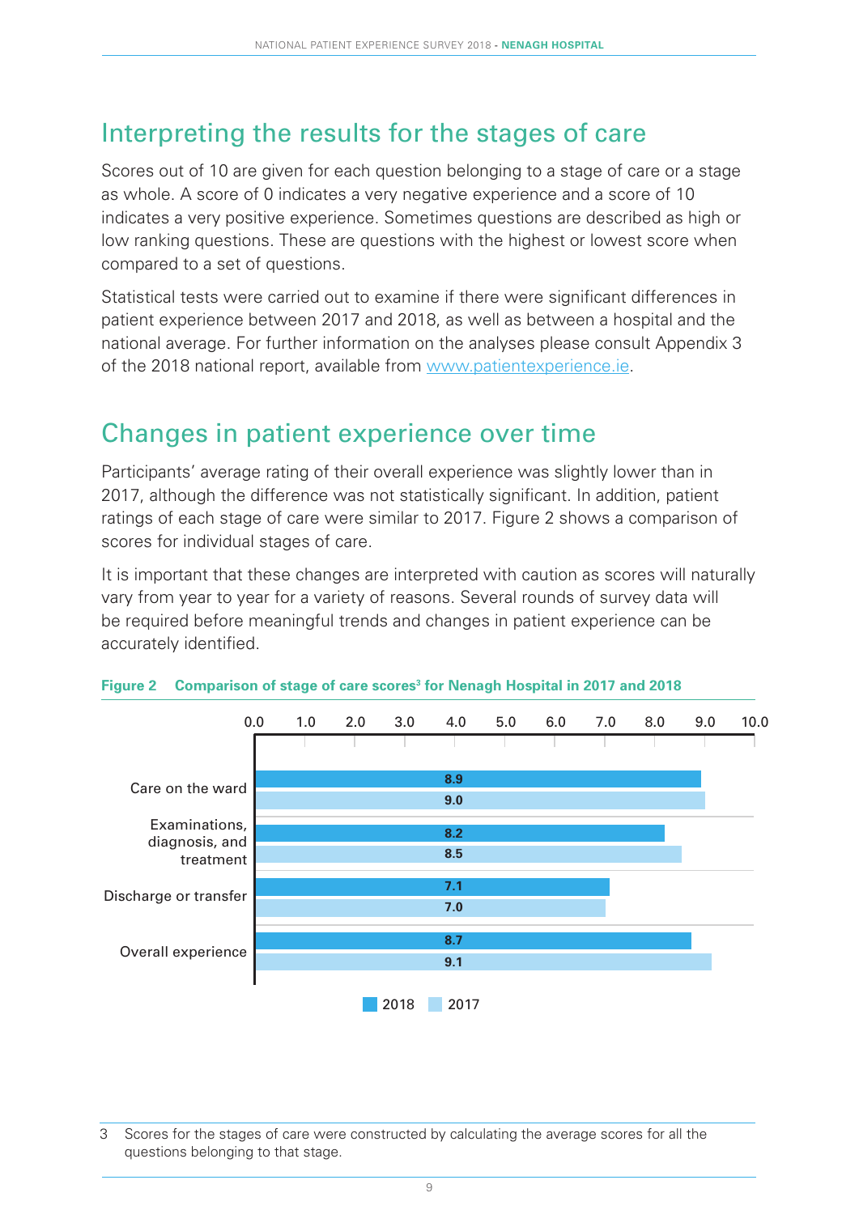## Interpreting the results for the stages of care

Scores out of 10 are given for each question belonging to a stage of care or a stage as whole. A score of 0 indicates a very negative experience and a score of 10 indicates a very positive experience. Sometimes questions are described as high or low ranking questions. These are questions with the highest or lowest score when compared to a set of questions.

Statistical tests were carried out to examine if there were significant differences in patient experience between 2017 and 2018, as well as between a hospital and the national average. For further information on the analyses please consult Appendix 3 of the 2018 national report, available from www.patientexperience.ie.

## Changes in patient experience over time

Participants' average rating of their overall experience was slightly lower than in 2017, although the difference was not statistically significant. In addition, patient ratings of each stage of care were similar to 2017. Figure 2 shows a comparison of scores for individual stages of care.

It is important that these changes are interpreted with caution as scores will naturally vary from year to year for a variety of reasons. Several rounds of survey data will be required before meaningful trends and changes in patient experience can be accurately identified.

**Figure 2 Comparison of stage of care scores[3] for Nenagh Hospital in 2017 and 2018**

| Stage of care | 2018 | 2017 |
|---|---|---|
| Care on the ward | 8.9 | 9.0 |
| Examinations, diagnosis, and treatment | 8.2 | 8.5 |
| Discharge or transfer | 7.1 | 7.0 |
| Overall experience | 8.7 | 9.1 |

3 Scores for the stages of care were constructed by calculating the average scores for all the questions belonging to that stage.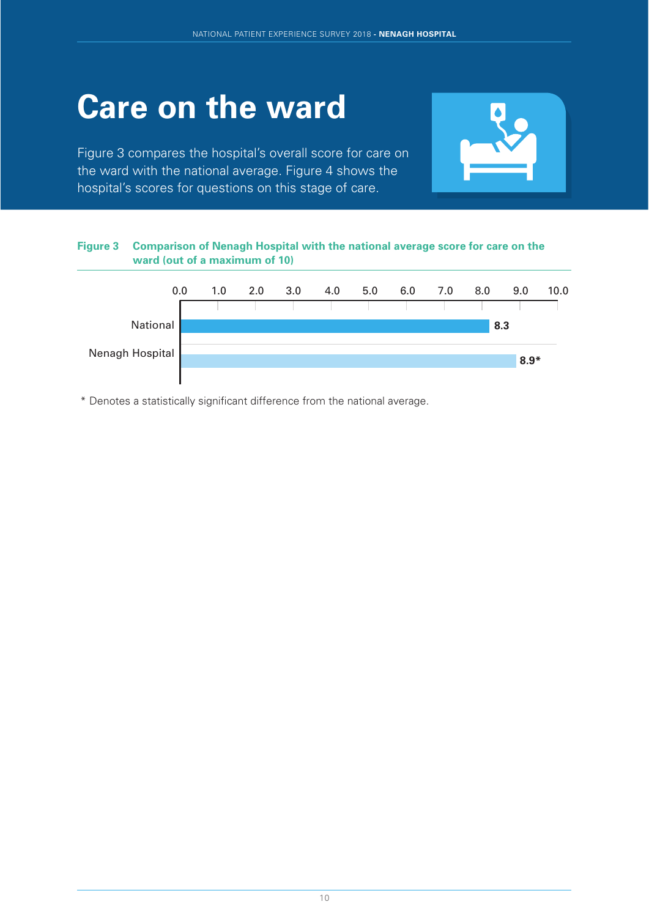# Care on the ward

Figure 3 compares the hospital's overall score for care on the ward with the national average. Figure 4 shows the hospital's scores for questions on this stage of care.

**Figure 3 Comparison of Nenagh Hospital with the national average score for care on the ward (out of a maximum of 10)**

| | Score |
|---|---|
| National | 8.3 |
| Nenagh Hospital | 8.9* |

\* Denotes a statistically significant difference from the national average.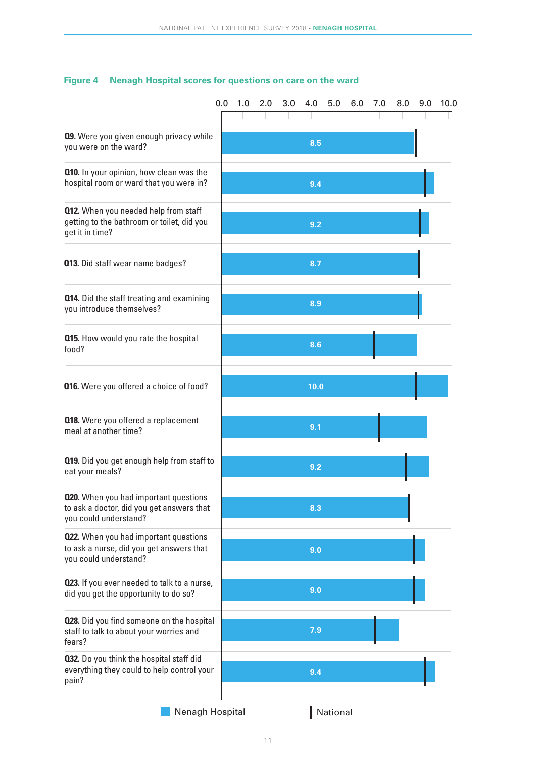**Figure 4 Nenagh Hospital scores for questions on care on the ward**

| Question | Nenagh Hospital |
|---|---|
| **Q9.** Were you given enough privacy while you were on the ward? | 8.5 |
| **Q10.** In your opinion, how clean was the hospital room or ward that you were in? | 9.4 |
| **Q12.** When you needed help from staff getting to the bathroom or toilet, did you get it in time? | 9.2 |
| **Q13.** Did staff wear name badges? | 8.7 |
| **Q14.** Did the staff treating and examining you introduce themselves? | 8.9 |
| **Q15.** How would you rate the hospital food? | 8.6 |
| **Q16.** Were you offered a choice of food? | 10.0 |
| **Q18.** Were you offered a replacement meal at another time? | 9.1 |
| **Q19.** Did you get enough help from staff to eat your meals? | 9.2 |
| **Q20.** When you had important questions to ask a doctor, did you get answers that you could understand? | 8.3 |
| **Q22.** When you had important questions to ask a nurse, did you get answers that you could understand? | 9.0 |
| **Q23.** If you ever needed to talk to a nurse, did you get the opportunity to do so? | 9.0 |
| **Q28.** Did you find someone on the hospital staff to talk to about your worries and fears? | 7.9 |
| **Q32.** Do you think the hospital staff did everything they could to help control your pain? | 9.4 |

Nenagh Hospital | National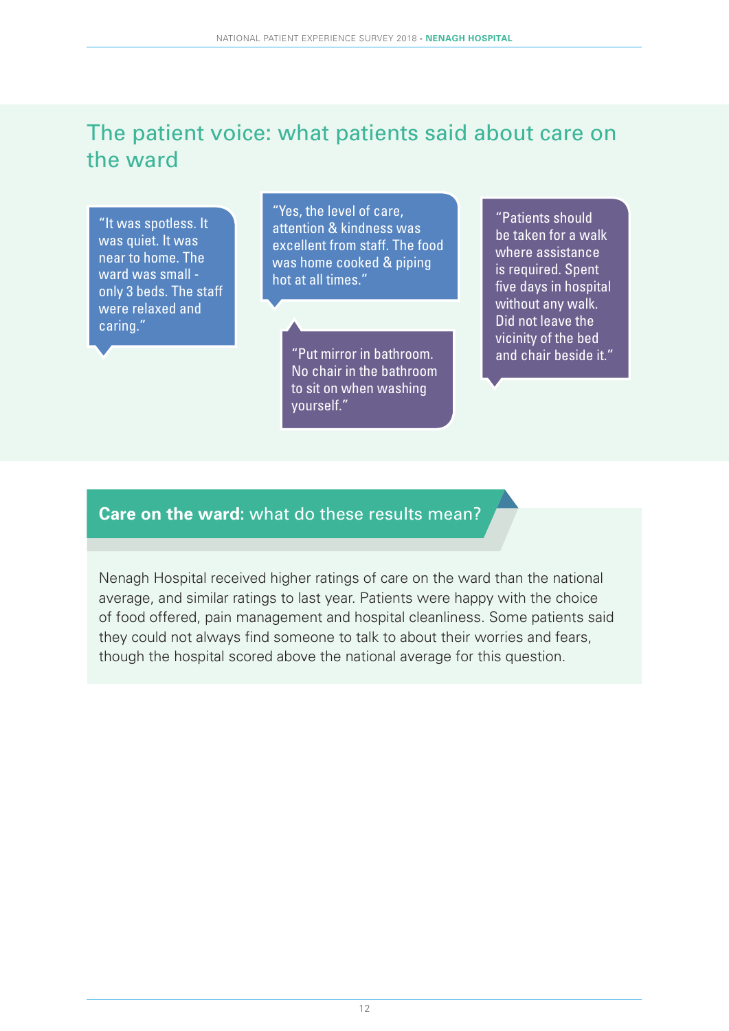## The patient voice: what patients said about care on the ward

"It was spotless. It was quiet. It was near to home. The ward was small - only 3 beds. The staff were relaxed and caring."

"Yes, the level of care, attention & kindness was excellent from staff. The food was home cooked & piping hot at all times."

"Put mirror in bathroom. No chair in the bathroom to sit on when washing yourself."

"Patients should be taken for a walk where assistance is required. Spent five days in hospital without any walk. Did not leave the vicinity of the bed and chair beside it."

### **Care on the ward:** what do these results mean?

Nenagh Hospital received higher ratings of care on the ward than the national average, and similar ratings to last year. Patients were happy with the choice of food offered, pain management and hospital cleanliness. Some patients said they could not always find someone to talk to about their worries and fears, though the hospital scored above the national average for this question.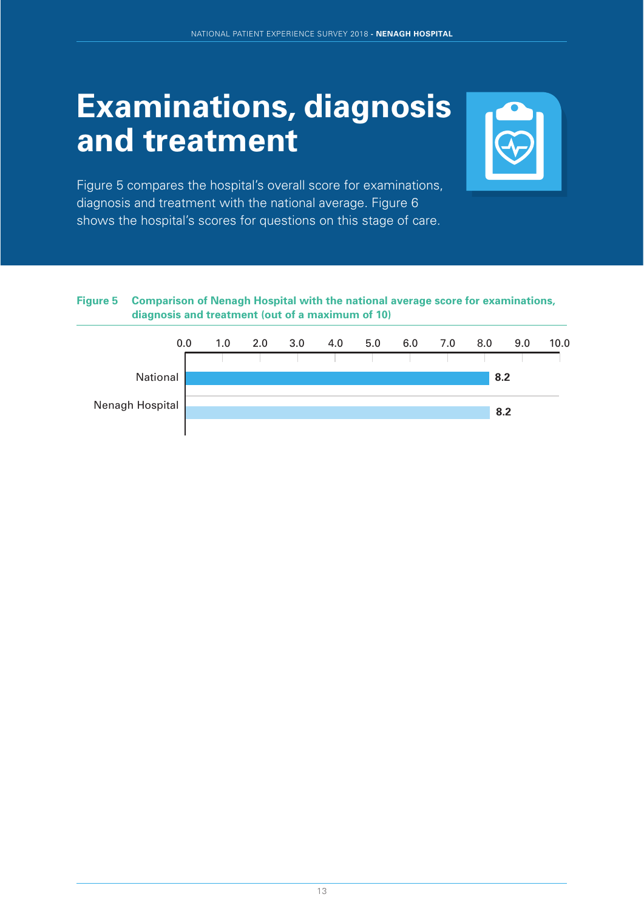# Examinations, diagnosis and treatment

Figure 5 compares the hospital's overall score for examinations, diagnosis and treatment with the national average. Figure 6 shows the hospital's scores for questions on this stage of care.

**Figure 5 Comparison of Nenagh Hospital with the national average score for examinations, diagnosis and treatment (out of a maximum of 10)**

| | Score |
|---|---|
| National | 8.2 |
| Nenagh Hospital | 8.2 |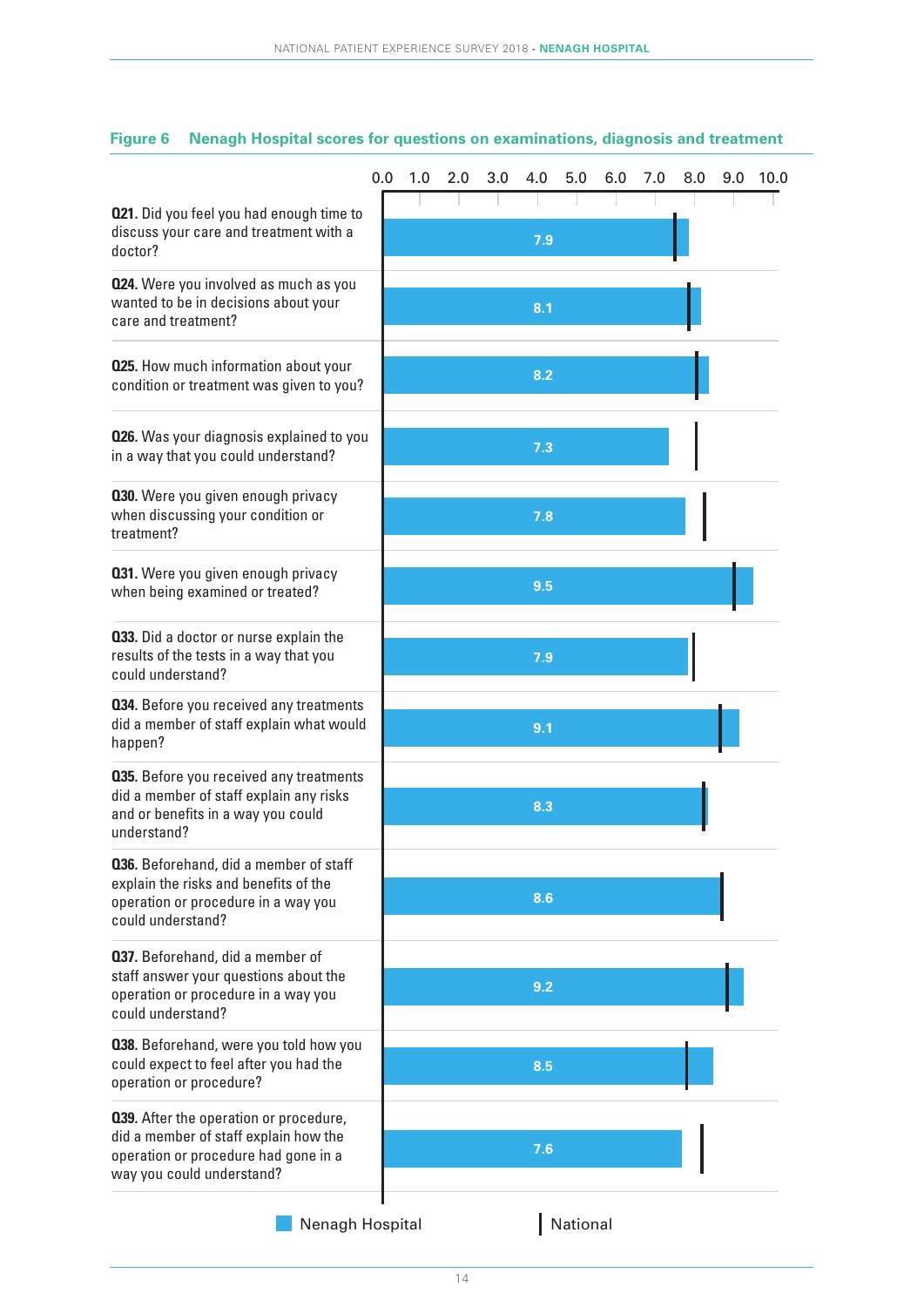**Figure 6 Nenagh Hospital scores for questions on examinations, diagnosis and treatment**

| Question | Nenagh Hospital |
|---|---|
| **Q21.** Did you feel you had enough time to discuss your care and treatment with a doctor? | 7.9 |
| **Q24.** Were you involved as much as you wanted to be in decisions about your care and treatment? | 8.1 |
| **Q25.** How much information about your condition or treatment was given to you? | 8.2 |
| **Q26.** Was your diagnosis explained to you in a way that you could understand? | 7.3 |
| **Q30.** Were you given enough privacy when discussing your condition or treatment? | 7.8 |
| **Q31.** Were you given enough privacy when being examined or treated? | 9.5 |
| **Q33.** Did a doctor or nurse explain the results of the tests in a way that you could understand? | 7.9 |
| **Q34.** Before you received any treatments did a member of staff explain what would happen? | 9.1 |
| **Q35.** Before you received any treatments did a member of staff explain any risks and or benefits in a way you could understand? | 8.3 |
| **Q36.** Beforehand, did a member of staff explain the risks and benefits of the operation or procedure in a way you could understand? | 8.6 |
| **Q37.** Beforehand, did a member of staff answer your questions about the operation or procedure in a way you could understand? | 9.2 |
| **Q38.** Beforehand, were you told how you could expect to feel after you had the operation or procedure? | 8.5 |
| **Q39.** After the operation or procedure, did a member of staff explain how the operation or procedure had gone in a way you could understand? | 7.6 |

Nenagh Hospital | National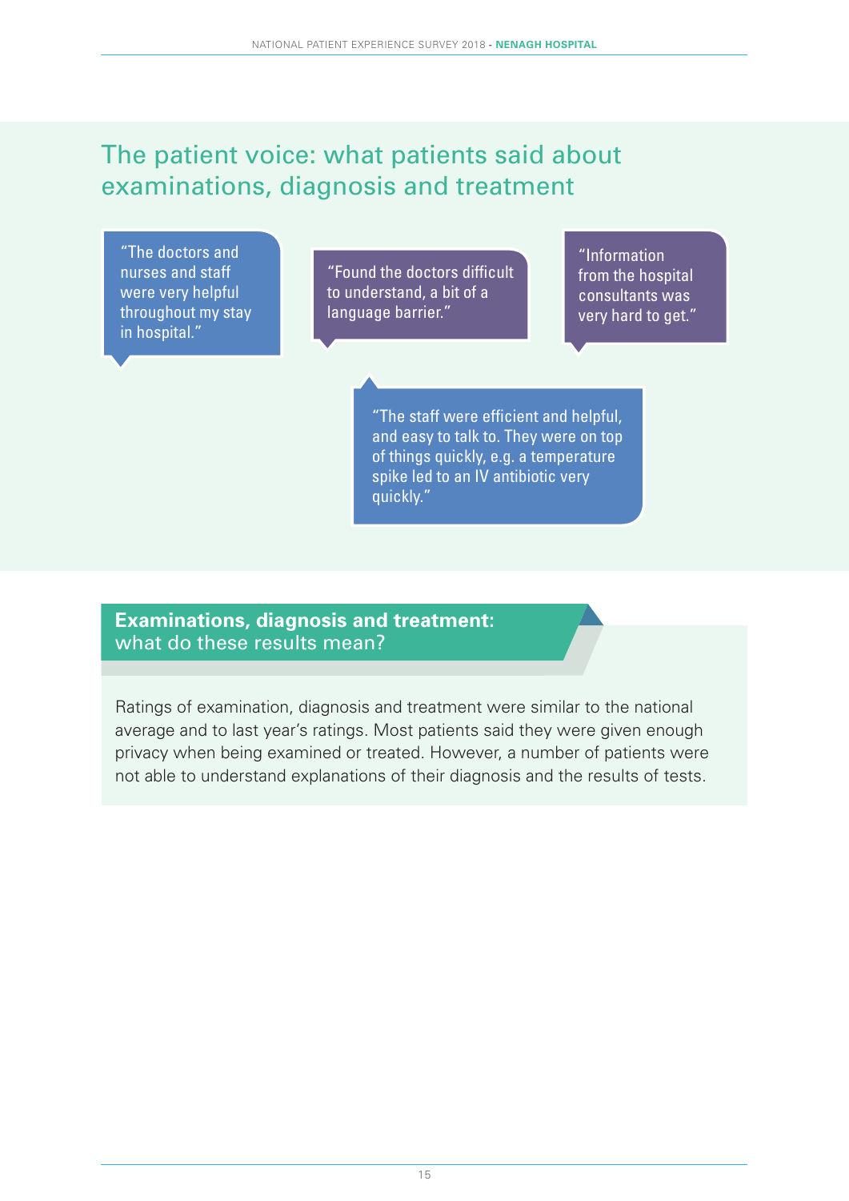## The patient voice: what patients said about examinations, diagnosis and treatment

"The doctors and nurses and staff were very helpful throughout my stay in hospital."

"Found the doctors difficult to understand, a bit of a language barrier."

"Information from the hospital consultants was very hard to get."

"The staff were efficient and helpful, and easy to talk to. They were on top of things quickly, e.g. a temperature spike led to an IV antibiotic very quickly."

### **Examinations, diagnosis and treatment:** what do these results mean?

Ratings of examination, diagnosis and treatment were similar to the national average and to last year's ratings. Most patients said they were given enough privacy when being examined or treated. However, a number of patients were not able to understand explanations of their diagnosis and the results of tests.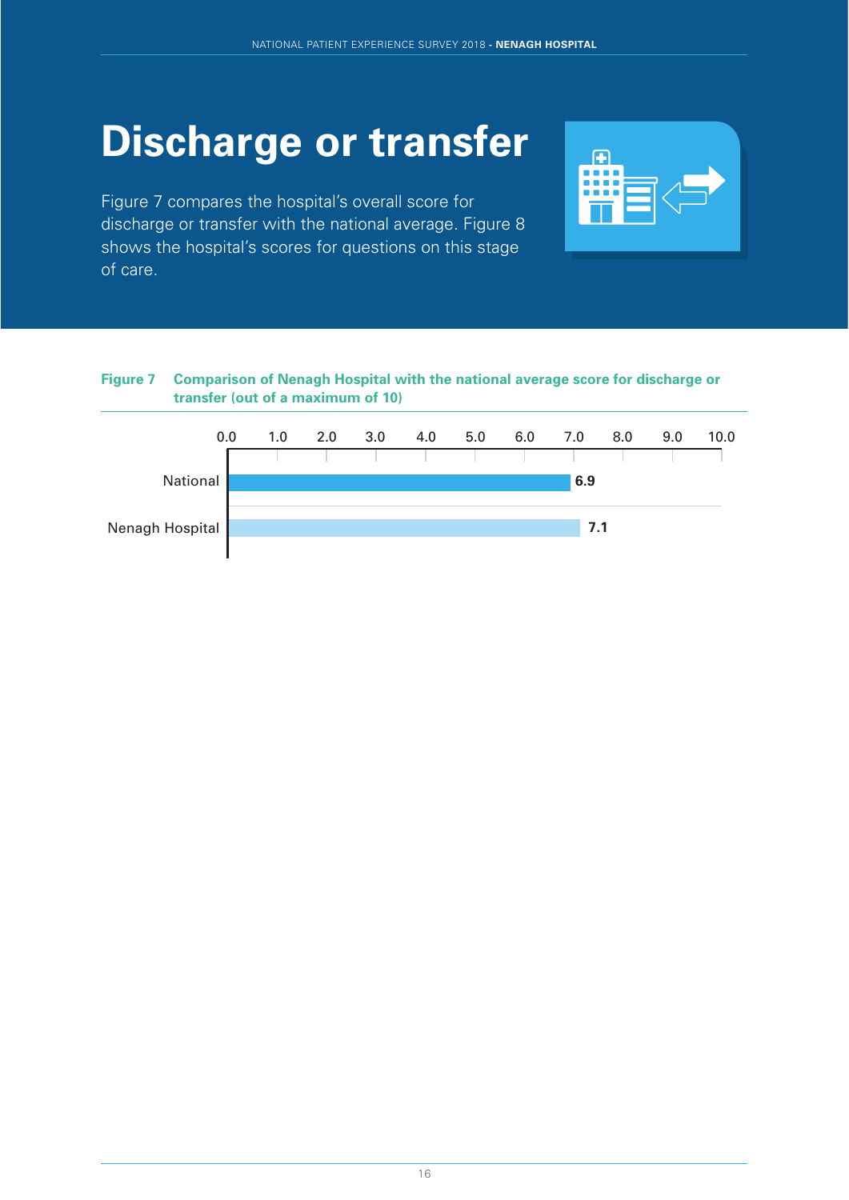# Discharge or transfer

Figure 7 compares the hospital's overall score for discharge or transfer with the national average. Figure 8 shows the hospital's scores for questions on this stage of care.

**Figure 7 Comparison of Nenagh Hospital with the national average score for discharge or transfer (out of a maximum of 10)**

| | Score |
|---|---|
| National | 6.9 |
| Nenagh Hospital | 7.1 |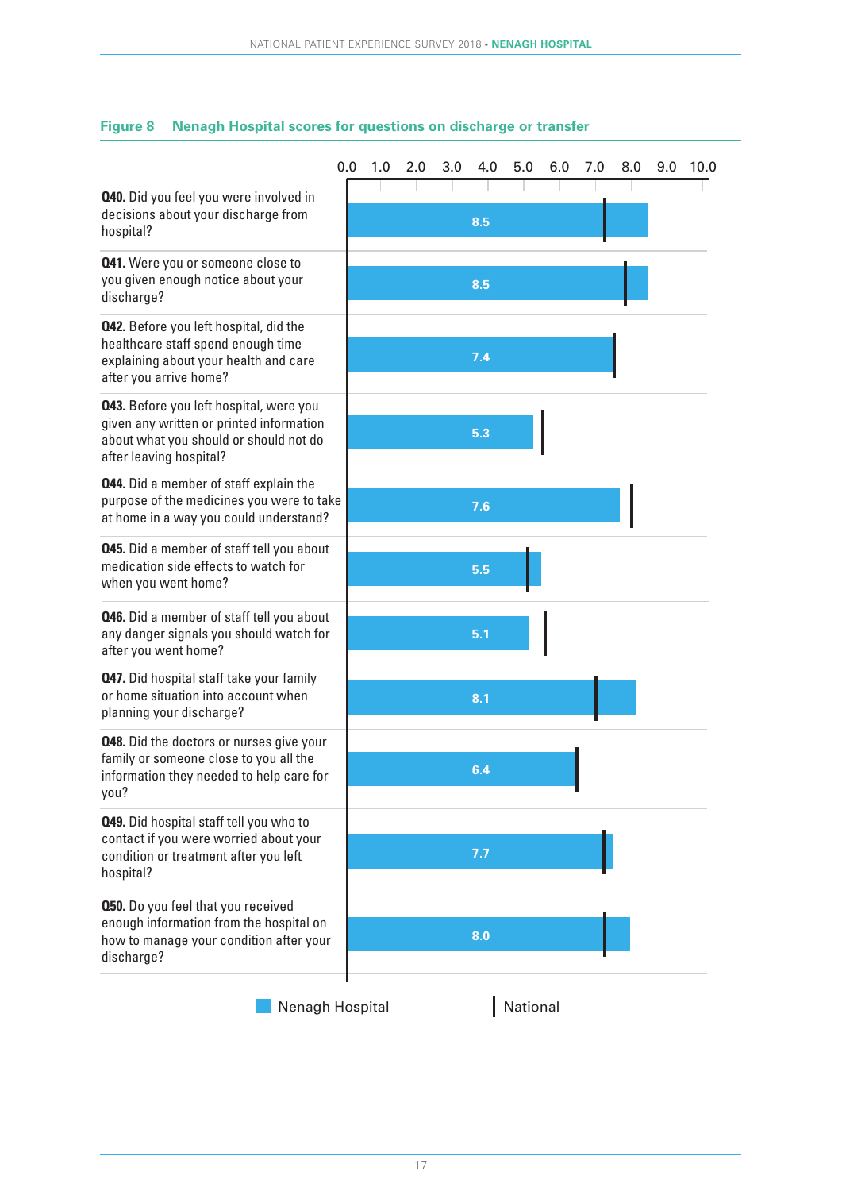**Figure 8 Nenagh Hospital scores for questions on discharge or transfer**

| Question | Nenagh Hospital |
|---|---|
| **Q40.** Did you feel you were involved in decisions about your discharge from hospital? | 8.5 |
| **Q41.** Were you or someone close to you given enough notice about your discharge? | 8.5 |
| **Q42.** Before you left hospital, did the healthcare staff spend enough time explaining about your health and care after you arrive home? | 7.4 |
| **Q43.** Before you left hospital, were you given any written or printed information about what you should or should not do after leaving hospital? | 5.3 |
| **Q44.** Did a member of staff explain the purpose of the medicines you were to take at home in a way you could understand? | 7.6 |
| **Q45.** Did a member of staff tell you about medication side effects to watch for when you went home? | 5.5 |
| **Q46.** Did a member of staff tell you about any danger signals you should watch for after you went home? | 5.1 |
| **Q47.** Did hospital staff take your family or home situation into account when planning your discharge? | 8.1 |
| **Q48.** Did the doctors or nurses give your family or someone close to you all the information they needed to help care for you? | 6.4 |
| **Q49.** Did hospital staff tell you who to contact if you were worried about your condition or treatment after you left hospital? | 7.7 |
| **Q50.** Do you feel that you received enough information from the hospital on how to manage your condition after your discharge? | 8.0 |

Nenagh Hospital | National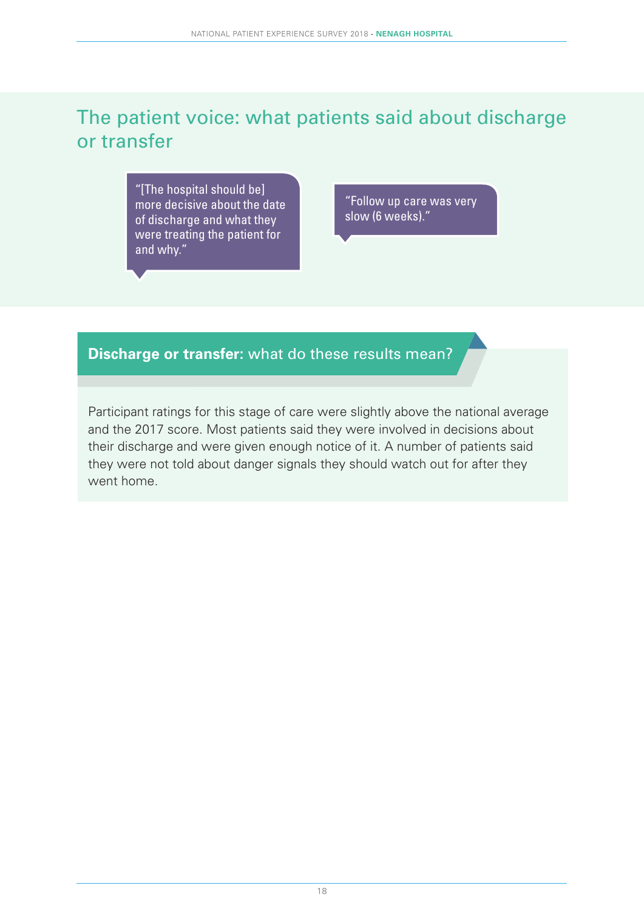## The patient voice: what patients said about discharge or transfer

> "[The hospital should be] more decisive about the date of discharge and what they were treating the patient for and why."

> "Follow up care was very slow (6 weeks)."

### **Discharge or transfer:** what do these results mean?

Participant ratings for this stage of care were slightly above the national average and the 2017 score. Most patients said they were involved in decisions about their discharge and were given enough notice of it. A number of patients said they were not told about danger signals they should watch out for after they went home.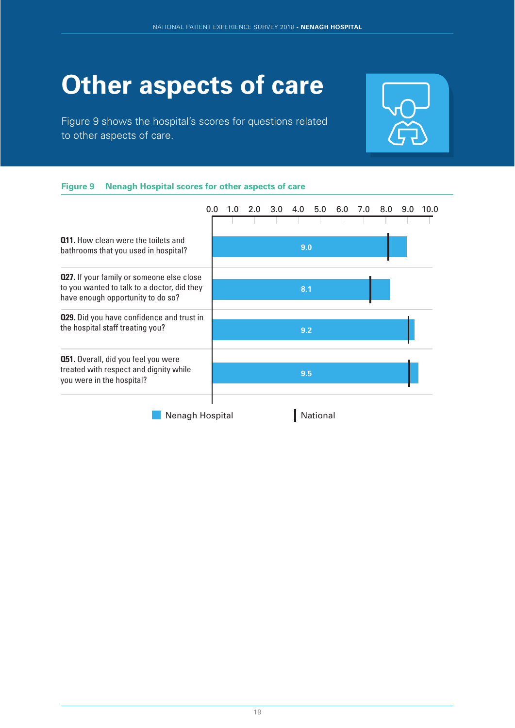# Other aspects of care

Figure 9 shows the hospital's scores for questions related to other aspects of care.

**Figure 9 Nenagh Hospital scores for other aspects of care**

| Question | Nenagh Hospital |
|---|---|
| **Q11.** How clean were the toilets and bathrooms that you used in hospital? | 9.0 |
| **Q27.** If your family or someone else close to you wanted to talk to a doctor, did they have enough opportunity to do so? | 8.1 |
| **Q29.** Did you have confidence and trust in the hospital staff treating you? | 9.2 |
| **Q51.** Overall, did you feel you were treated with respect and dignity while you were in the hospital? | 9.5 |

Nenagh Hospital | National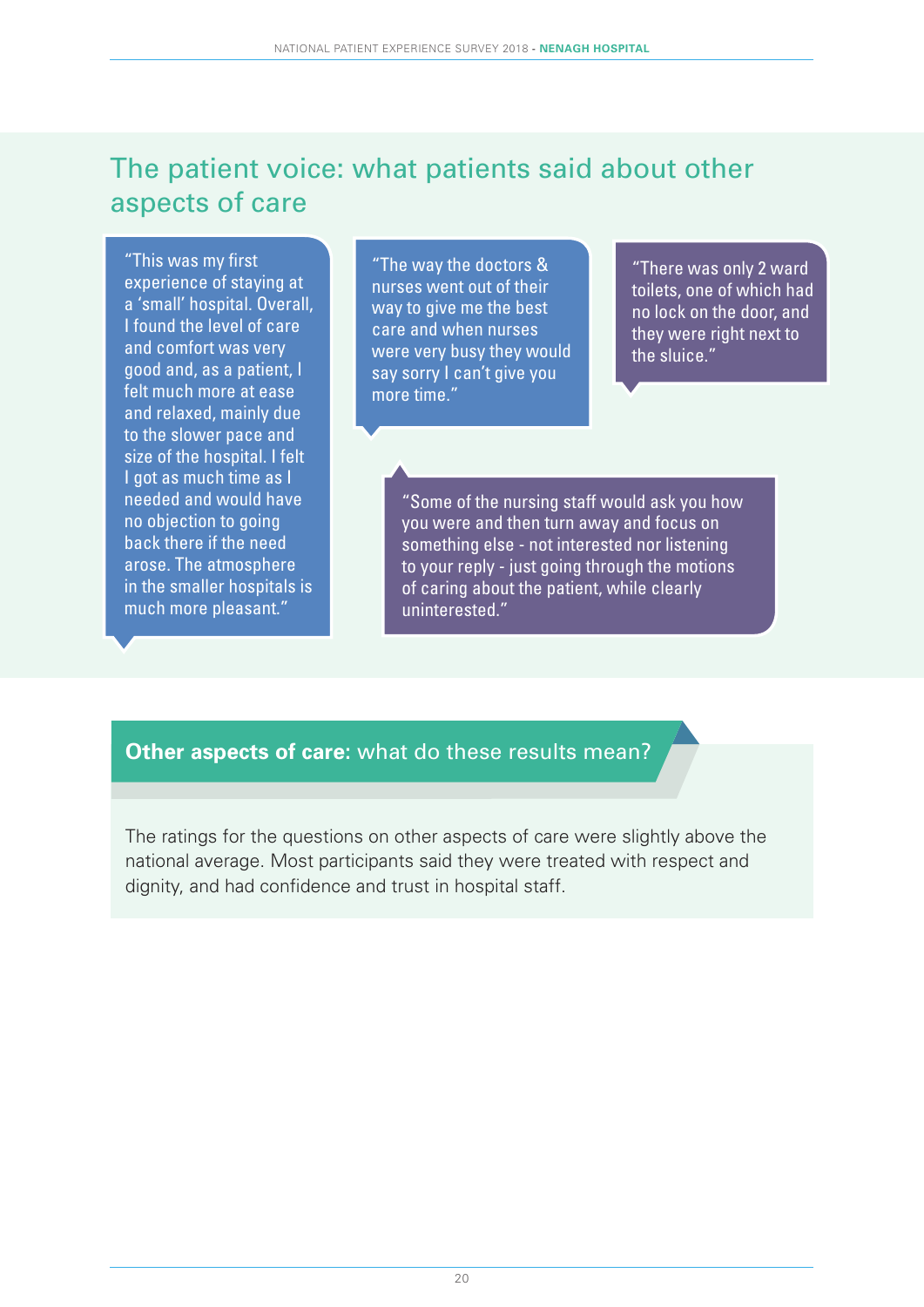## The patient voice: what patients said about other aspects of care

"This was my first experience of staying at a 'small' hospital. Overall, I found the level of care and comfort was very good and, as a patient, I felt much more at ease and relaxed, mainly due to the slower pace and size of the hospital. I felt I got as much time as I needed and would have no objection to going back there if the need arose. The atmosphere in the smaller hospitals is much more pleasant."

"The way the doctors & nurses went out of their way to give me the best care and when nurses were very busy they would say sorry I can't give you more time."

"There was only 2 ward toilets, one of which had no lock on the door, and they were right next to the sluice."

"Some of the nursing staff would ask you how you were and then turn away and focus on something else - not interested nor listening to your reply - just going through the motions of caring about the patient, while clearly uninterested."

## **Other aspects of care:** what do these results mean?

The ratings for the questions on other aspects of care were slightly above the national average. Most participants said they were treated with respect and dignity, and had confidence and trust in hospital staff.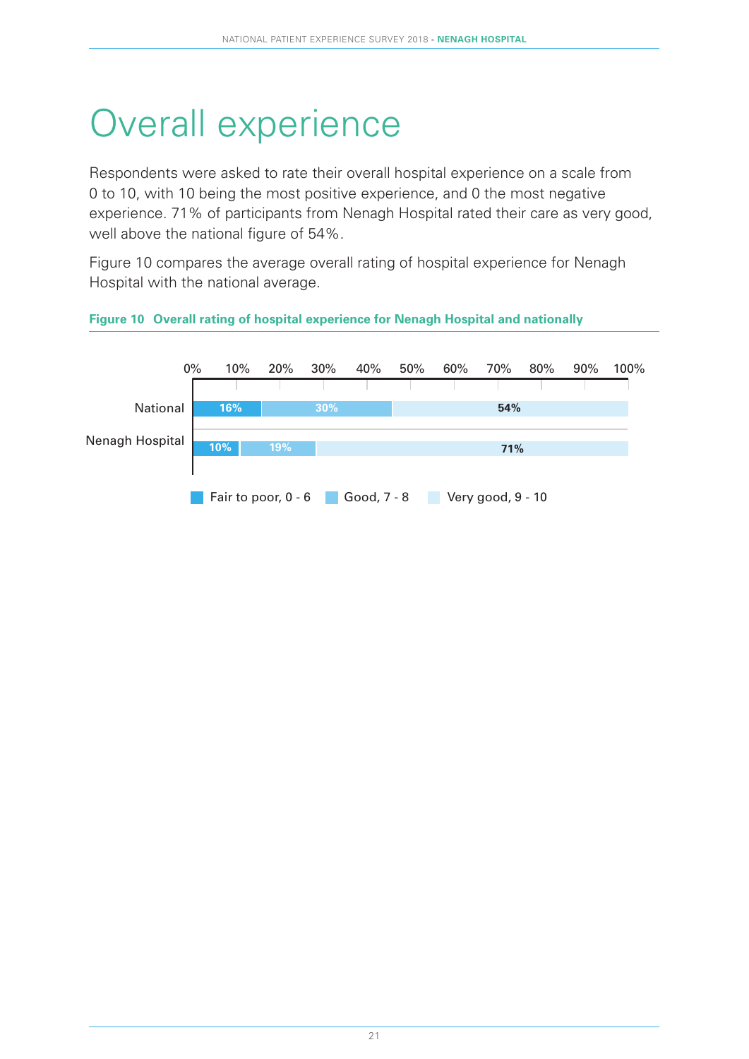# Overall experience

Respondents were asked to rate their overall hospital experience on a scale from 0 to 10, with 10 being the most positive experience, and 0 the most negative experience. 71% of participants from Nenagh Hospital rated their care as very good, well above the national figure of 54%.

Figure 10 compares the average overall rating of hospital experience for Nenagh Hospital with the national average.

**Figure 10 Overall rating of hospital experience for Nenagh Hospital and nationally**

| | Fair to poor, 0 - 6 | Good, 7 - 8 | Very good, 9 - 10 |
|---|---|---|---|
| National | 16% | 30% | 54% |
| Nenagh Hospital | 10% | 19% | 71% |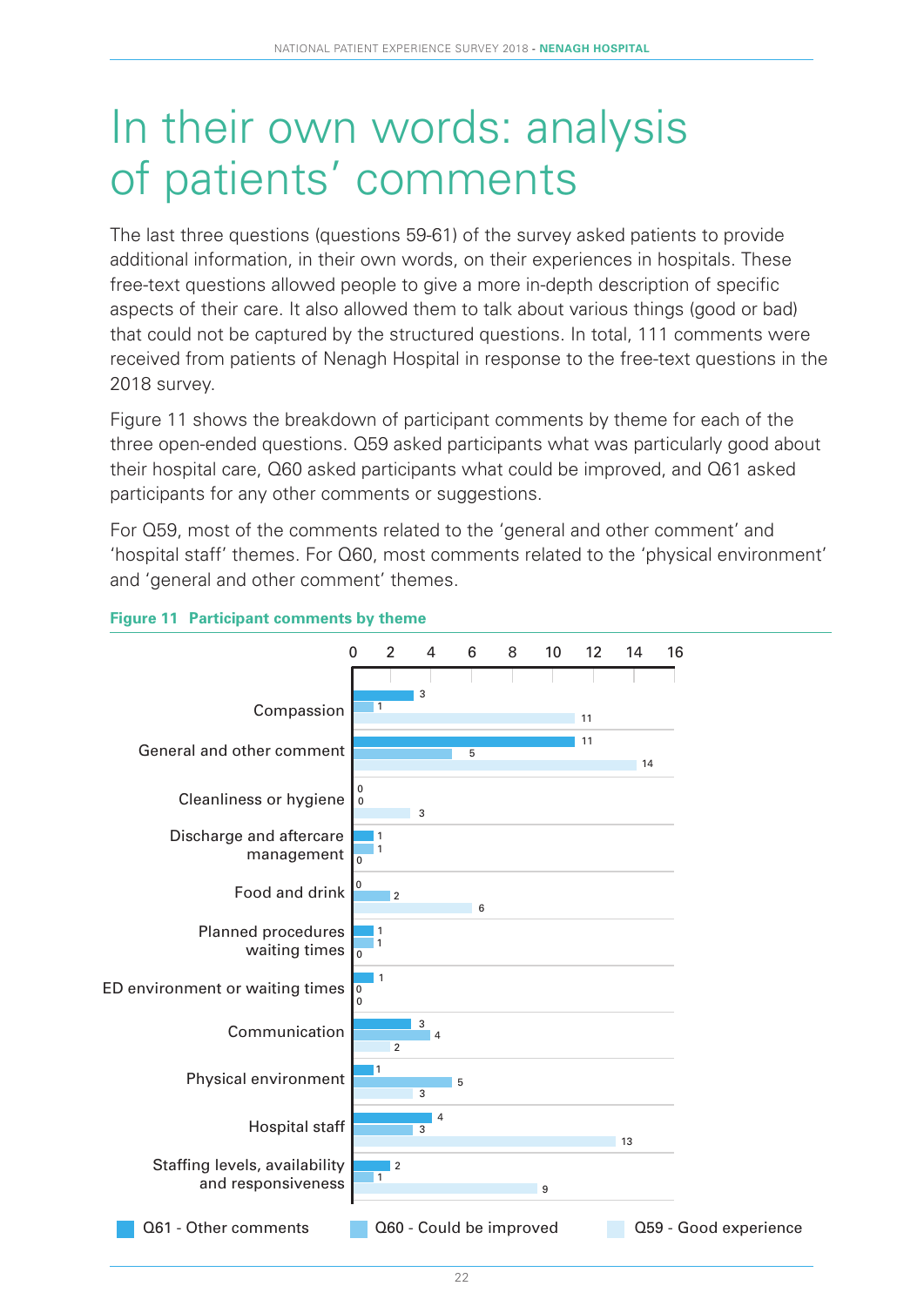# In their own words: analysis of patients' comments

The last three questions (questions 59-61) of the survey asked patients to provide additional information, in their own words, on their experiences in hospitals. These free-text questions allowed people to give a more in-depth description of specific aspects of their care. It also allowed them to talk about various things (good or bad) that could not be captured by the structured questions. In total, 111 comments were received from patients of Nenagh Hospital in response to the free-text questions in the 2018 survey.

Figure 11 shows the breakdown of participant comments by theme for each of the three open-ended questions. Q59 asked participants what was particularly good about their hospital care, Q60 asked participants what could be improved, and Q61 asked participants for any other comments or suggestions.

For Q59, most of the comments related to the 'general and other comment' and 'hospital staff' themes. For Q60, most comments related to the 'physical environment' and 'general and other comment' themes.

**Figure 11 Participant comments by theme**

| Theme | Q61 - Other comments | Q60 - Could be improved | Q59 - Good experience |
| --- | --- | --- | --- |
| Compassion | 3 | 1 | 11 |
| General and other comment | 11 | 5 | 14 |
| Cleanliness or hygiene | 0 | 0 | 3 |
| Discharge and aftercare management | 1 | 1 | 0 |
| Food and drink | 0 | 2 | 6 |
| Planned procedures waiting times | 1 | 1 | 0 |
| ED environment or waiting times | 1 | 0 | 0 |
| Communication | 3 | 4 | 2 |
| Physical environment | 1 | 5 | 3 |
| Hospital staff | 4 | 3 | 13 |
| Staffing levels, availability and responsiveness | 2 | 1 | 9 |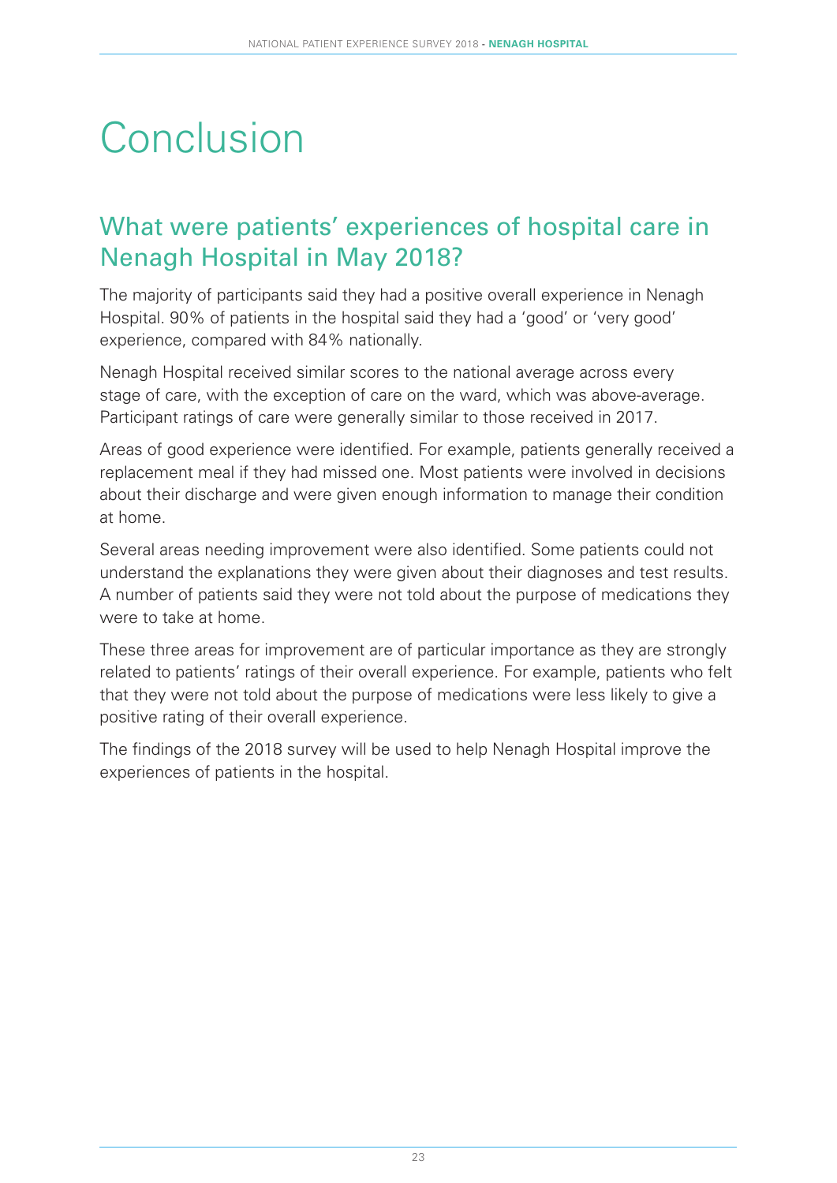# Conclusion

## What were patients' experiences of hospital care in Nenagh Hospital in May 2018?

The majority of participants said they had a positive overall experience in Nenagh Hospital. 90% of patients in the hospital said they had a 'good' or 'very good' experience, compared with 84% nationally.

Nenagh Hospital received similar scores to the national average across every stage of care, with the exception of care on the ward, which was above-average. Participant ratings of care were generally similar to those received in 2017.

Areas of good experience were identified. For example, patients generally received a replacement meal if they had missed one. Most patients were involved in decisions about their discharge and were given enough information to manage their condition at home.

Several areas needing improvement were also identified. Some patients could not understand the explanations they were given about their diagnoses and test results. A number of patients said they were not told about the purpose of medications they were to take at home.

These three areas for improvement are of particular importance as they are strongly related to patients' ratings of their overall experience. For example, patients who felt that they were not told about the purpose of medications were less likely to give a positive rating of their overall experience.

The findings of the 2018 survey will be used to help Nenagh Hospital improve the experiences of patients in the hospital.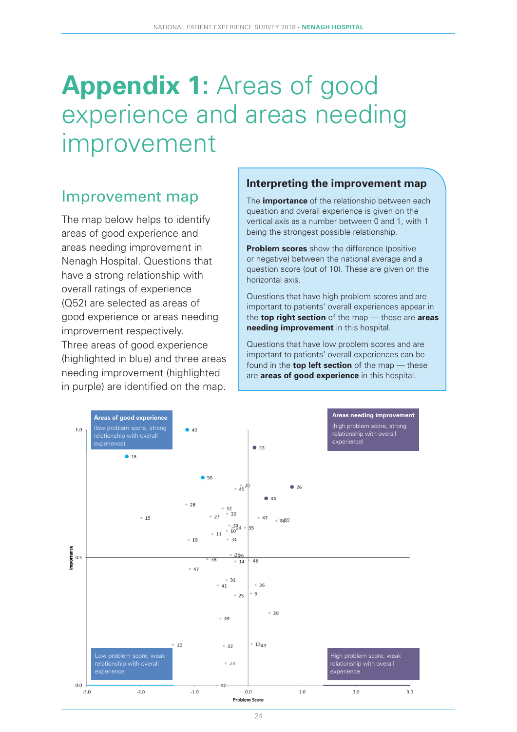# Appendix 1: Areas of good experience and areas needing improvement

## Improvement map

The map below helps to identify areas of good experience and areas needing improvement in Nenagh Hospital. Questions that have a strong relationship with overall ratings of experience (Q52) are selected as areas of good experience or areas needing improvement respectively. Three areas of good experience (highlighted in blue) and three areas needing improvement (highlighted in purple) are identified on the map.

### Interpreting the improvement map

The **importance** of the relationship between each question and overall experience is given on the vertical axis as a number between 0 and 1, with 1 being the strongest possible relationship.

**Problem scores** show the difference (positive or negative) between the national average and a question score (out of 10). These are given on the horizontal axis.

Questions that have high problem scores and are important to patients' overall experiences appear in the **top right section** of the map — these are **areas needing improvement** in this hospital.

Questions that have low problem scores and are important to patients' overall experiences can be found in the **top left section** of the map — these are **areas of good experience** in this hospital.

Areas of good experience
(low problem score, strong relationship with overall experience)

Areas needing improvement
(high problem score, strong relationship with overall experience)

Low problem score, weak relationship with overall experience

High problem score, weak relationship with overall experience

Importance

Problem Score

1.0
0.5
0.0

-3.0
-2.0
-1.0
0.0
1.0
2.0
3.0

40
33
18
50
20
45
26
44
28
51
22
15
27
42
46
39
37
24
35
10
11
19
34
21
29
38
14
48
47
31
36
41
25
9
30
49
16
32
13
43
23
12